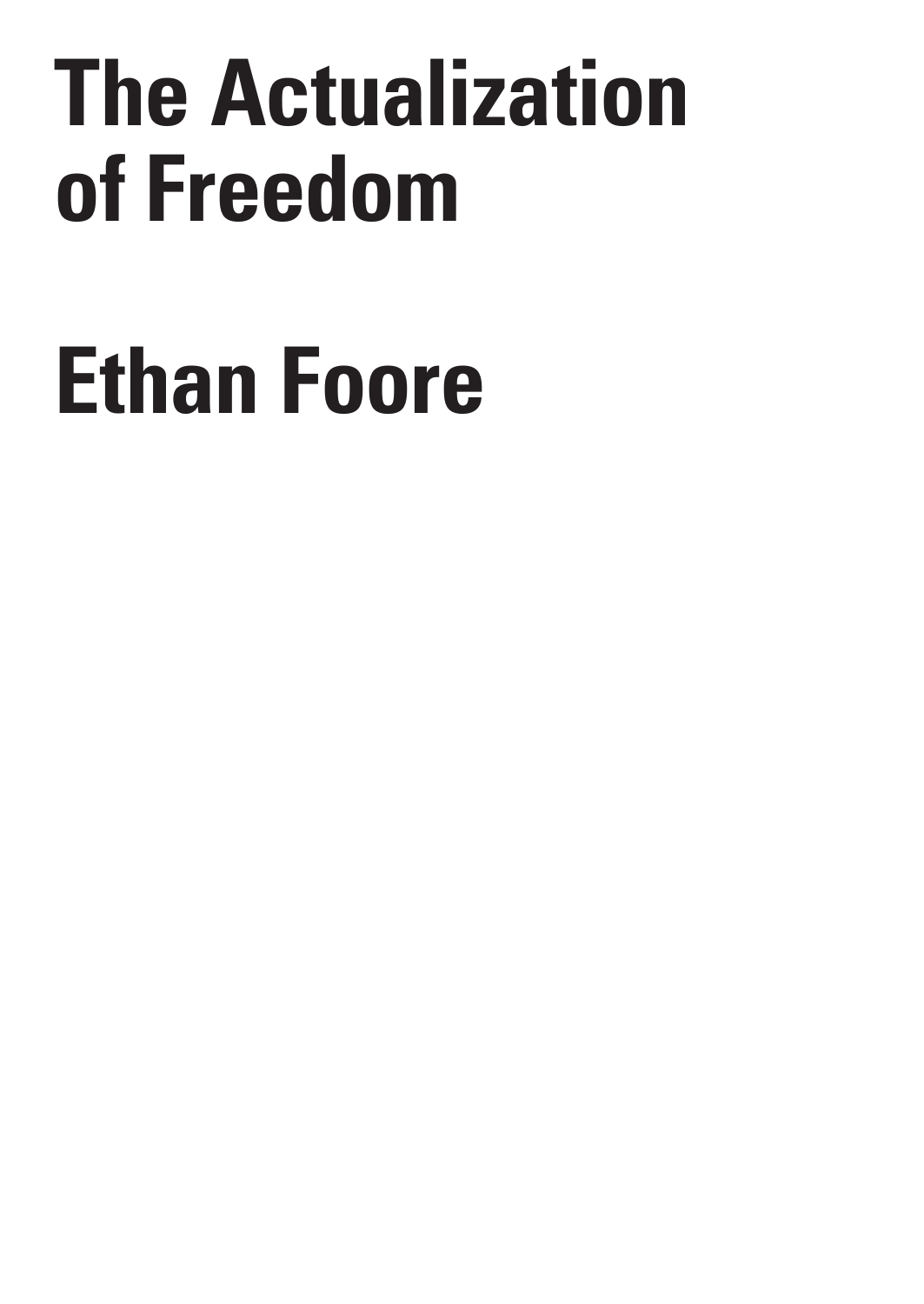# The Actualization of Freedom

## Ethan Foore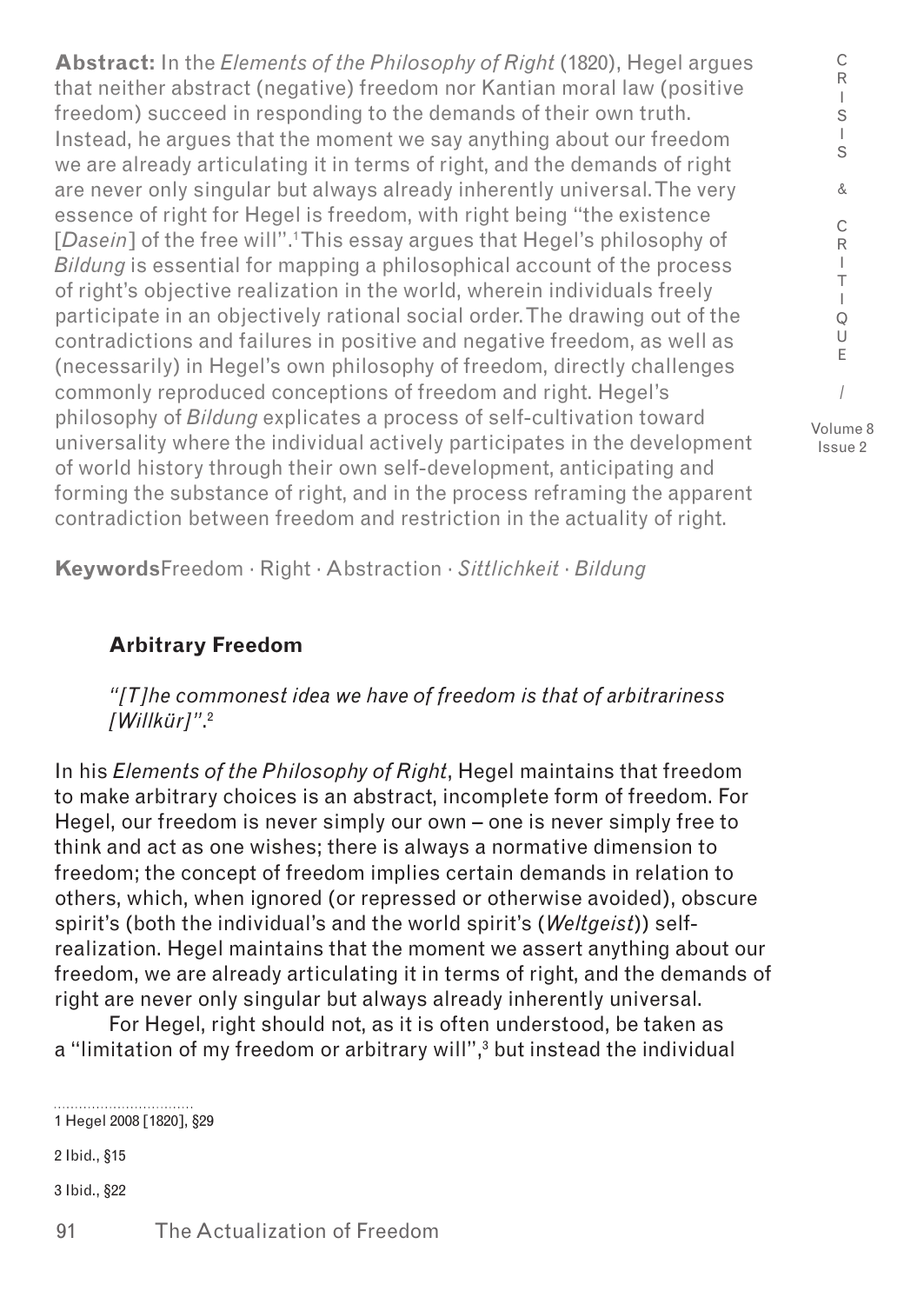**Abstract:** In the *Elements of the Philosophy of Right* (1820), Hegel argues that neither abstract (negative) freedom nor Kantian moral law (positive freedom) succeed in responding to the demands of their own truth. Instead, he argues that the moment we say anything about our freedom we are already articulating it in terms of right, and the demands of right are never only singular but always already inherently universal. The very essence of right for Hegel is freedom, with right being "the existence [*Dasein*] of the free will".[1] This essay argues that Hegel's philosophy of *Bildung* is essential for mapping a philosophical account of the process of right's objective realization in the world, wherein individuals freely participate in an objectively rational social order. The drawing out of the contradictions and failures in positive and negative freedom, as well as (necessarily) in Hegel's own philosophy of freedom, directly challenges commonly reproduced conceptions of freedom and right. Hegel's philosophy of *Bildung* explicates a process of self-cultivation toward universality where the individual actively participates in the development of world history through their own self-development, anticipating and forming the substance of right, and in the process reframing the apparent contradiction between freedom and restriction in the actuality of right.

**Keywords** Freedom · Right · Abstraction · *Sittlichkeit* · *Bildung*

## Arbitrary Freedom

*"[T]he commonest idea we have of freedom is that of arbitrariness [Willkür]".*[2]

In his *Elements of the Philosophy of Right*, Hegel maintains that freedom to make arbitrary choices is an abstract, incomplete form of freedom. For Hegel, our freedom is never simply our own – one is never simply free to think and act as one wishes; there is always a normative dimension to freedom; the concept of freedom implies certain demands in relation to others, which, when ignored (or repressed or otherwise avoided), obscure spirit's (both the individual's and the world spirit's (*Weltgeist*)) self-realization. Hegel maintains that the moment we assert anything about our freedom, we are already articulating it in terms of right, and the demands of right are never only singular but always already inherently universal.

For Hegel, right should not, as it is often understood, be taken as a "limitation of my freedom or arbitrary will",[3] but instead the individual

---

1 Hegel 2008 [1820], §29

2 Ibid., §15

3 Ibid., §22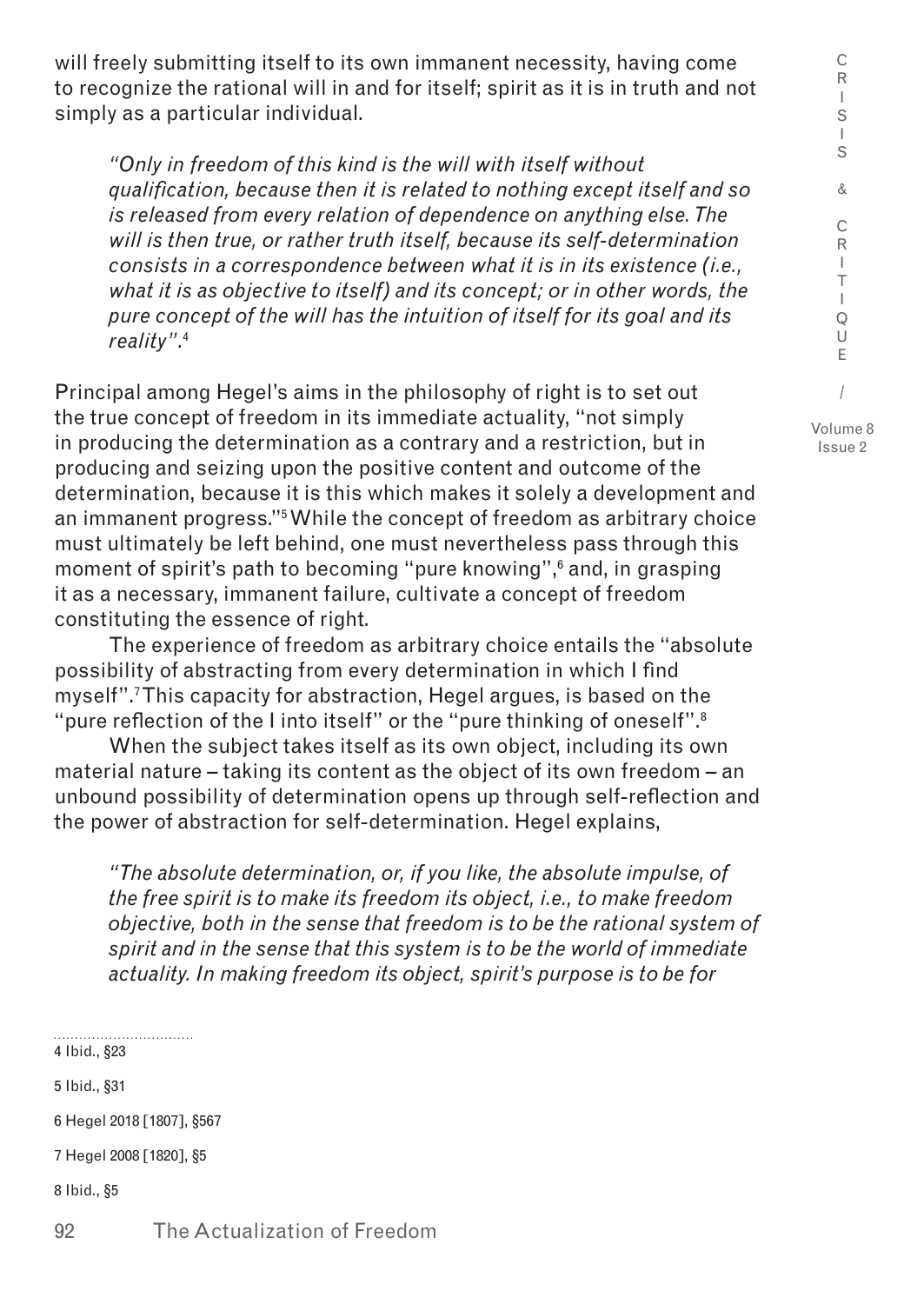will freely submitting itself to its own immanent necessity, having come to recognize the rational will in and for itself; spirit as it is in truth and not simply as a particular individual.

> *"Only in freedom of this kind is the will with itself without qualification, because then it is related to nothing except itself and so is released from every relation of dependence on anything else. The will is then true, or rather truth itself, because its self-determination consists in a correspondence between what it is in its existence (i.e., what it is as objective to itself) and its concept; or in other words, the pure concept of the will has the intuition of itself for its goal and its reality"*.[4]

Principal among Hegel's aims in the philosophy of right is to set out the true concept of freedom in its immediate actuality, "not simply in producing the determination as a contrary and a restriction, but in producing and seizing upon the positive content and outcome of the determination, because it is this which makes it solely a development and an immanent progress."[5] While the concept of freedom as arbitrary choice must ultimately be left behind, one must nevertheless pass through this moment of spirit's path to becoming "pure knowing",[6] and, in grasping it as a necessary, immanent failure, cultivate a concept of freedom constituting the essence of right.

The experience of freedom as arbitrary choice entails the "absolute possibility of abstracting from every determination in which I find myself".[7] This capacity for abstraction, Hegel argues, is based on the "pure reflection of the I into itself" or the "pure thinking of oneself".[8]

When the subject takes itself as its own object, including its own material nature – taking its content as the object of its own freedom – an unbound possibility of determination opens up through self-reflection and the power of abstraction for self-determination. Hegel explains,

> *"The absolute determination, or, if you like, the absolute impulse, of the free spirit is to make its freedom its object, i.e., to make freedom objective, both in the sense that freedom is to be the rational system of spirit and in the sense that this system is to be the world of immediate actuality. In making freedom its object, spirit's purpose is to be for*

4 Ibid., §23

5 Ibid., §31

6 Hegel 2018 [1807], §567

7 Hegel 2008 [1820], §5

8 Ibid., §5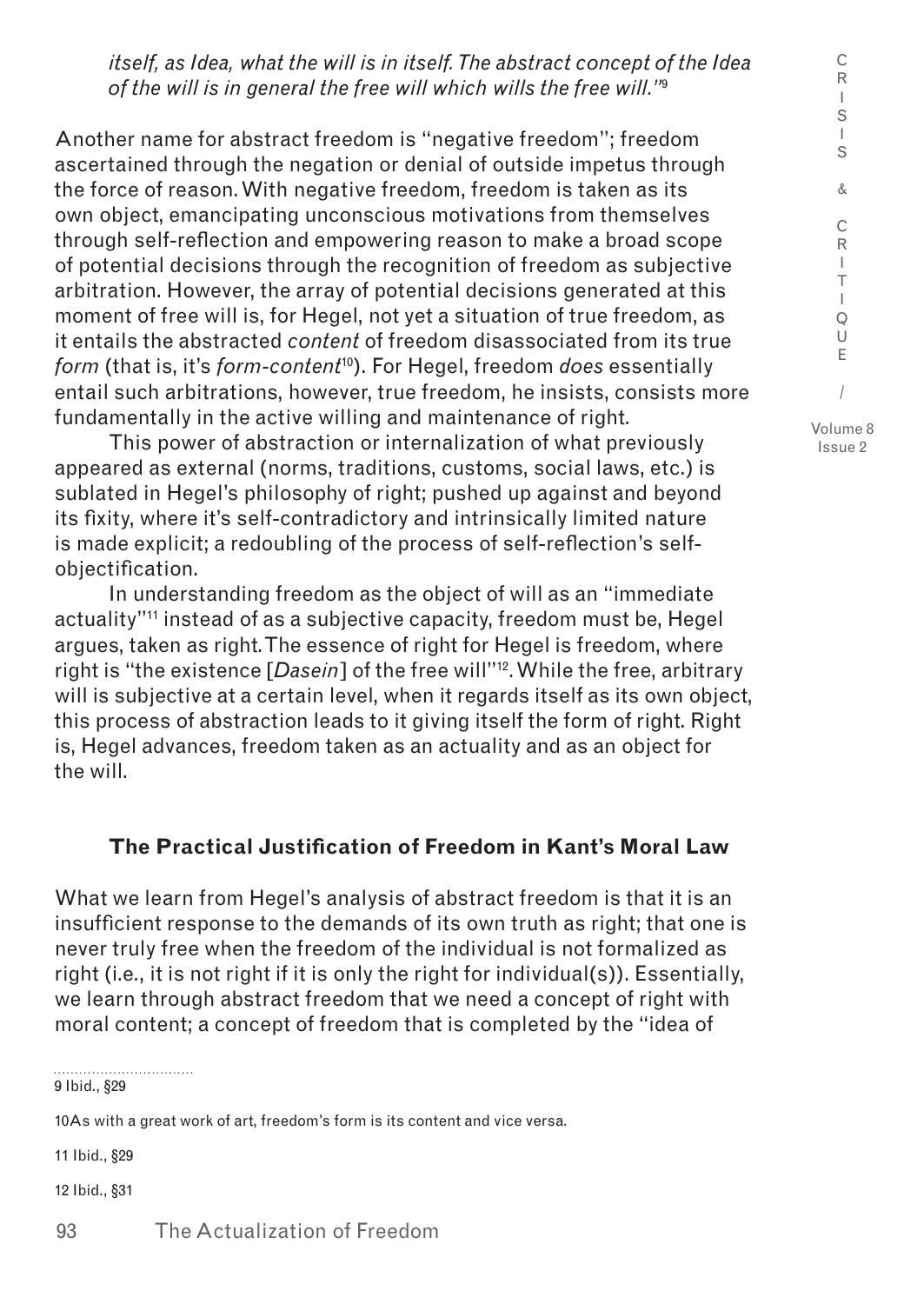*itself, as Idea, what the will is in itself. The abstract concept of the Idea of the will is in general the free will which wills the free will.*"[9]

Another name for abstract freedom is "negative freedom"; freedom ascertained through the negation or denial of outside impetus through the force of reason. With negative freedom, freedom is taken as its own object, emancipating unconscious motivations from themselves through self-reflection and empowering reason to make a broad scope of potential decisions through the recognition of freedom as subjective arbitration. However, the array of potential decisions generated at this moment of free will is, for Hegel, not yet a situation of true freedom, as it entails the abstracted *content* of freedom disassociated from its true *form* (that is, it's *form-content*[10]). For Hegel, freedom *does* essentially entail such arbitrations, however, true freedom, he insists, consists more fundamentally in the active willing and maintenance of right.

This power of abstraction or internalization of what previously appeared as external (norms, traditions, customs, social laws, etc.) is sublated in Hegel's philosophy of right; pushed up against and beyond its fixity, where it's self-contradictory and intrinsically limited nature is made explicit; a redoubling of the process of self-reflection's self-objectification.

In understanding freedom as the object of will as an "immediate actuality"[11] instead of as a subjective capacity, freedom must be, Hegel argues, taken as right. The essence of right for Hegel is freedom, where right is "the existence [*Dasein*] of the free will"[12]. While the free, arbitrary will is subjective at a certain level, when it regards itself as its own object, this process of abstraction leads to it giving itself the form of right. Right is, Hegel advances, freedom taken as an actuality and as an object for the will.

## The Practical Justification of Freedom in Kant's Moral Law

What we learn from Hegel's analysis of abstract freedom is that it is an insufficient response to the demands of its own truth as right; that one is never truly free when the freedom of the individual is not formalized as right (i.e., it is not right if it is only the right for individual(s)). Essentially, we learn through abstract freedom that we need a concept of right with moral content; a concept of freedom that is completed by the "idea of

9 Ibid., §29

10 As with a great work of art, freedom's form is its content and vice versa.

11 Ibid., §29

12 Ibid., §31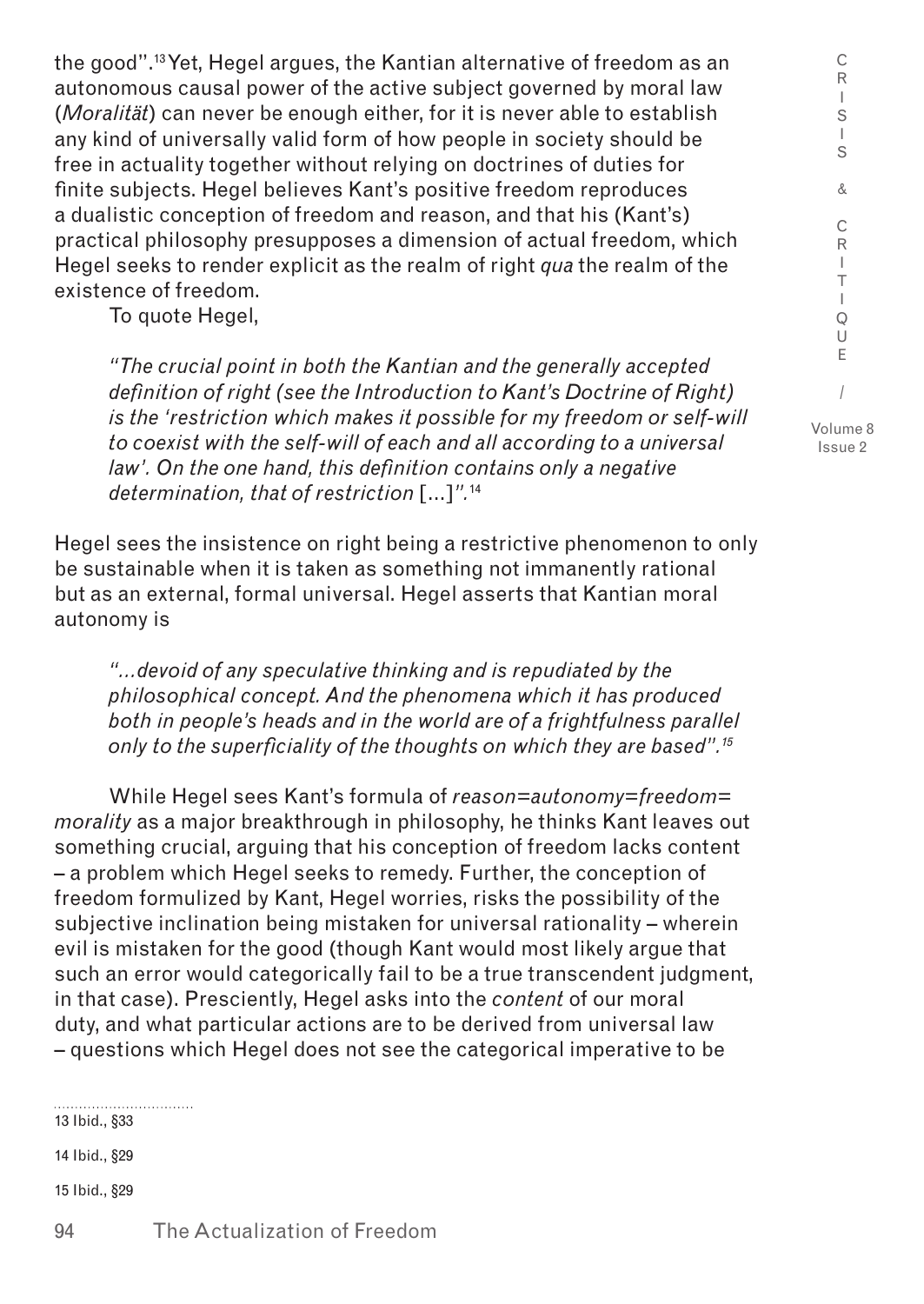the good".[13] Yet, Hegel argues, the Kantian alternative of freedom as an autonomous causal power of the active subject governed by moral law (*Moralität*) can never be enough either, for it is never able to establish any kind of universally valid form of how people in society should be free in actuality together without relying on doctrines of duties for finite subjects. Hegel believes Kant's positive freedom reproduces a dualistic conception of freedom and reason, and that his (Kant's) practical philosophy presupposes a dimension of actual freedom, which Hegel seeks to render explicit as the realm of right *qua* the realm of the existence of freedom.

To quote Hegel,

> *"The crucial point in both the Kantian and the generally accepted definition of right (see the Introduction to Kant's Doctrine of Right) is the 'restriction which makes it possible for my freedom or self-will to coexist with the self-will of each and all according to a universal law'. On the one hand, this definition contains only a negative determination, that of restriction* [...]*".*[14]

Hegel sees the insistence on right being a restrictive phenomenon to only be sustainable when it is taken as something not immanently rational but as an external, formal universal. Hegel asserts that Kantian moral autonomy is

> *"...devoid of any speculative thinking and is repudiated by the philosophical concept. And the phenomena which it has produced both in people's heads and in the world are of a frightfulness parallel only to the superficiality of the thoughts on which they are based".*[15]

While Hegel sees Kant's formula of *reason=autonomy=freedom=morality* as a major breakthrough in philosophy, he thinks Kant leaves out something crucial, arguing that his conception of freedom lacks content – a problem which Hegel seeks to remedy. Further, the conception of freedom formulized by Kant, Hegel worries, risks the possibility of the subjective inclination being mistaken for universal rationality – wherein evil is mistaken for the good (though Kant would most likely argue that such an error would categorically fail to be a true transcendent judgment, in that case). Presciently, Hegel asks into the *content* of our moral duty, and what particular actions are to be derived from universal law – questions which Hegel does not see the categorical imperative to be

13 Ibid., §33

14 Ibid., §29

15 Ibid., §29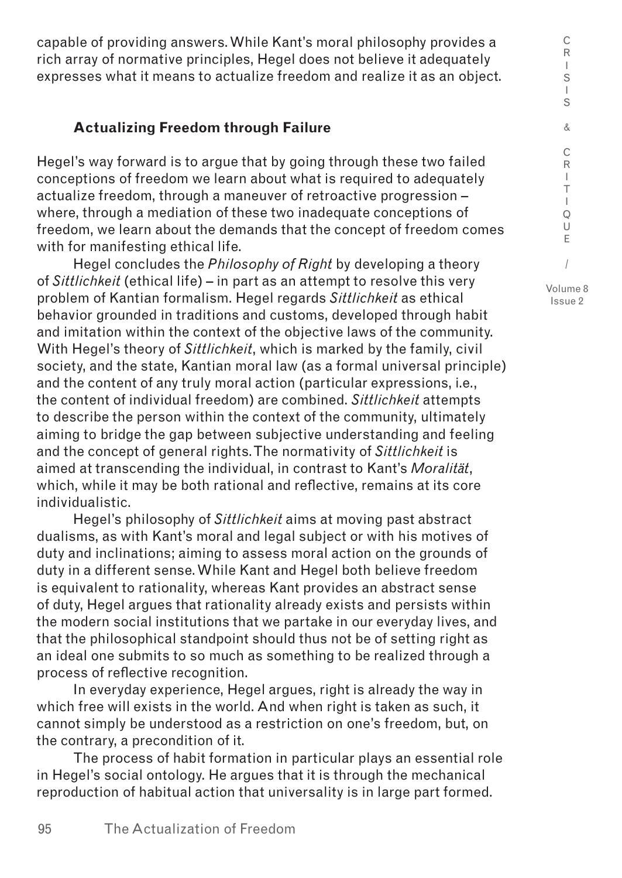capable of providing answers. While Kant's moral philosophy provides a rich array of normative principles, Hegel does not believe it adequately expresses what it means to actualize freedom and realize it as an object.

### Actualizing Freedom through Failure

Hegel's way forward is to argue that by going through these two failed conceptions of freedom we learn about what is required to adequately actualize freedom, through a maneuver of retroactive progression – where, through a mediation of these two inadequate conceptions of freedom, we learn about the demands that the concept of freedom comes with for manifesting ethical life.

Hegel concludes the *Philosophy of Right* by developing a theory of *Sittlichkeit* (ethical life) – in part as an attempt to resolve this very problem of Kantian formalism. Hegel regards *Sittlichkeit* as ethical behavior grounded in traditions and customs, developed through habit and imitation within the context of the objective laws of the community. With Hegel's theory of *Sittlichkeit*, which is marked by the family, civil society, and the state, Kantian moral law (as a formal universal principle) and the content of any truly moral action (particular expressions, i.e., the content of individual freedom) are combined. *Sittlichkeit* attempts to describe the person within the context of the community, ultimately aiming to bridge the gap between subjective understanding and feeling and the concept of general rights. The normativity of *Sittlichkeit* is aimed at transcending the individual, in contrast to Kant's *Moralität*, which, while it may be both rational and reflective, remains at its core individualistic.

Hegel's philosophy of *Sittlichkeit* aims at moving past abstract dualisms, as with Kant's moral and legal subject or with his motives of duty and inclinations; aiming to assess moral action on the grounds of duty in a different sense. While Kant and Hegel both believe freedom is equivalent to rationality, whereas Kant provides an abstract sense of duty, Hegel argues that rationality already exists and persists within the modern social institutions that we partake in our everyday lives, and that the philosophical standpoint should thus not be of setting right as an ideal one submits to so much as something to be realized through a process of reflective recognition.

In everyday experience, Hegel argues, right is already the way in which free will exists in the world. And when right is taken as such, it cannot simply be understood as a restriction on one's freedom, but, on the contrary, a precondition of it.

The process of habit formation in particular plays an essential role in Hegel's social ontology. He argues that it is through the mechanical reproduction of habitual action that universality is in large part formed.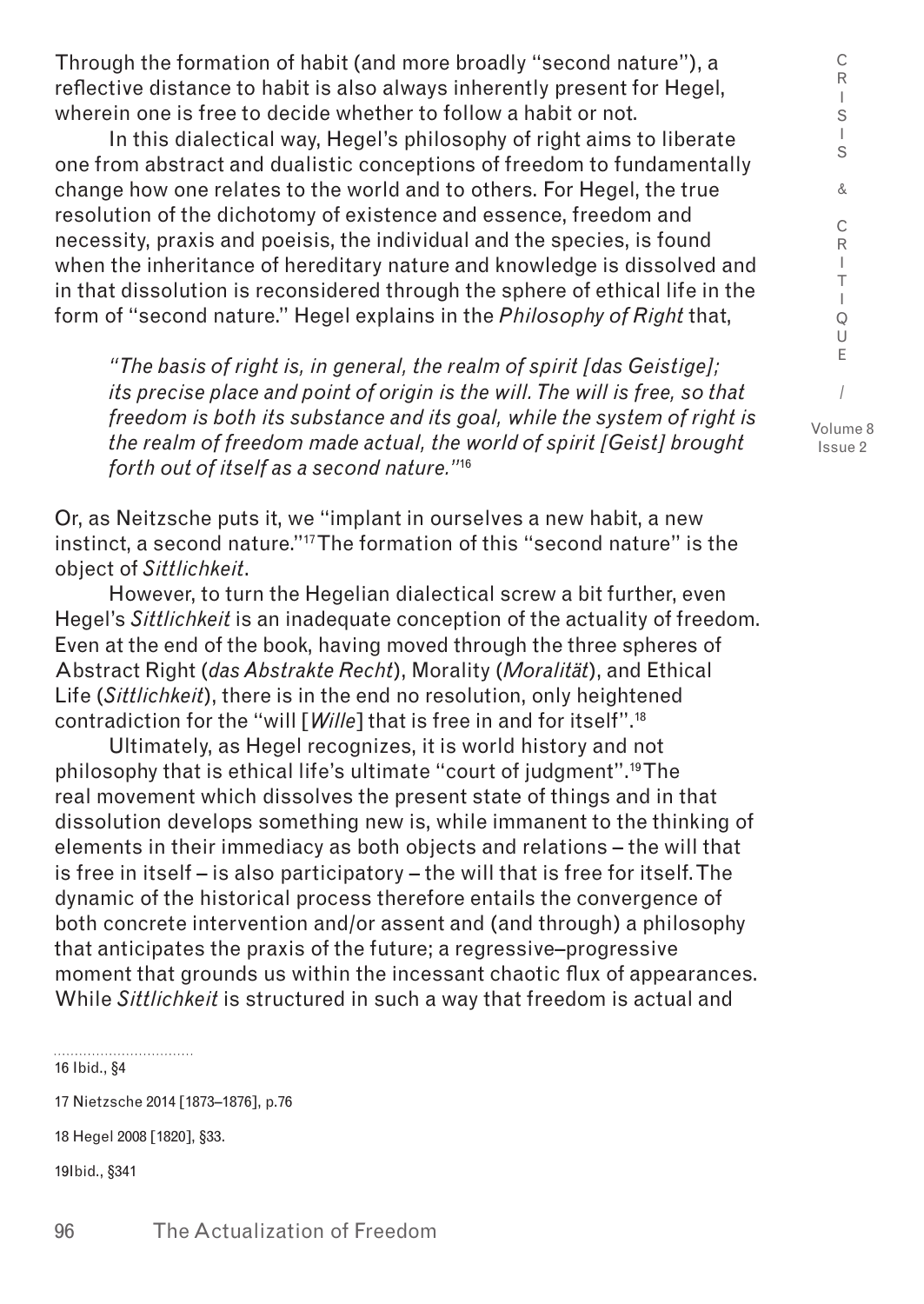Through the formation of habit (and more broadly "second nature"), a reflective distance to habit is also always inherently present for Hegel, wherein one is free to decide whether to follow a habit or not.

In this dialectical way, Hegel's philosophy of right aims to liberate one from abstract and dualistic conceptions of freedom to fundamentally change how one relates to the world and to others. For Hegel, the true resolution of the dichotomy of existence and essence, freedom and necessity, praxis and poeisis, the individual and the species, is found when the inheritance of hereditary nature and knowledge is dissolved and in that dissolution is reconsidered through the sphere of ethical life in the form of "second nature." Hegel explains in the *Philosophy of Right* that,

> *"The basis of right is, in general, the realm of spirit [das Geistige]; its precise place and point of origin is the will. The will is free, so that freedom is both its substance and its goal, while the system of right is the realm of freedom made actual, the world of spirit [Geist] brought forth out of itself as a second nature."*[16]

Or, as Neitzsche puts it, we "implant in ourselves a new habit, a new instinct, a second nature."[17] The formation of this "second nature" is the object of *Sittlichkeit*.

However, to turn the Hegelian dialectical screw a bit further, even Hegel's *Sittlichkeit* is an inadequate conception of the actuality of freedom. Even at the end of the book, having moved through the three spheres of Abstract Right (*das Abstrakte Recht*), Morality (*Moralität*), and Ethical Life (*Sittlichkeit*), there is in the end no resolution, only heightened contradiction for the "will [*Wille*] that is free in and for itself".[18]

Ultimately, as Hegel recognizes, it is world history and not philosophy that is ethical life's ultimate "court of judgment".[19] The real movement which dissolves the present state of things and in that dissolution develops something new is, while immanent to the thinking of elements in their immediacy as both objects and relations – the will that is free in itself – is also participatory – the will that is free for itself. The dynamic of the historical process therefore entails the convergence of both concrete intervention and/or assent and (and through) a philosophy that anticipates the praxis of the future; a regressive–progressive moment that grounds us within the incessant chaotic flux of appearances. While *Sittlichkeit* is structured in such a way that freedom is actual and

16 Ibid., §4

17 Nietzsche 2014 [1873–1876], p.76

18 Hegel 2008 [1820], §33.

19 Ibid., §341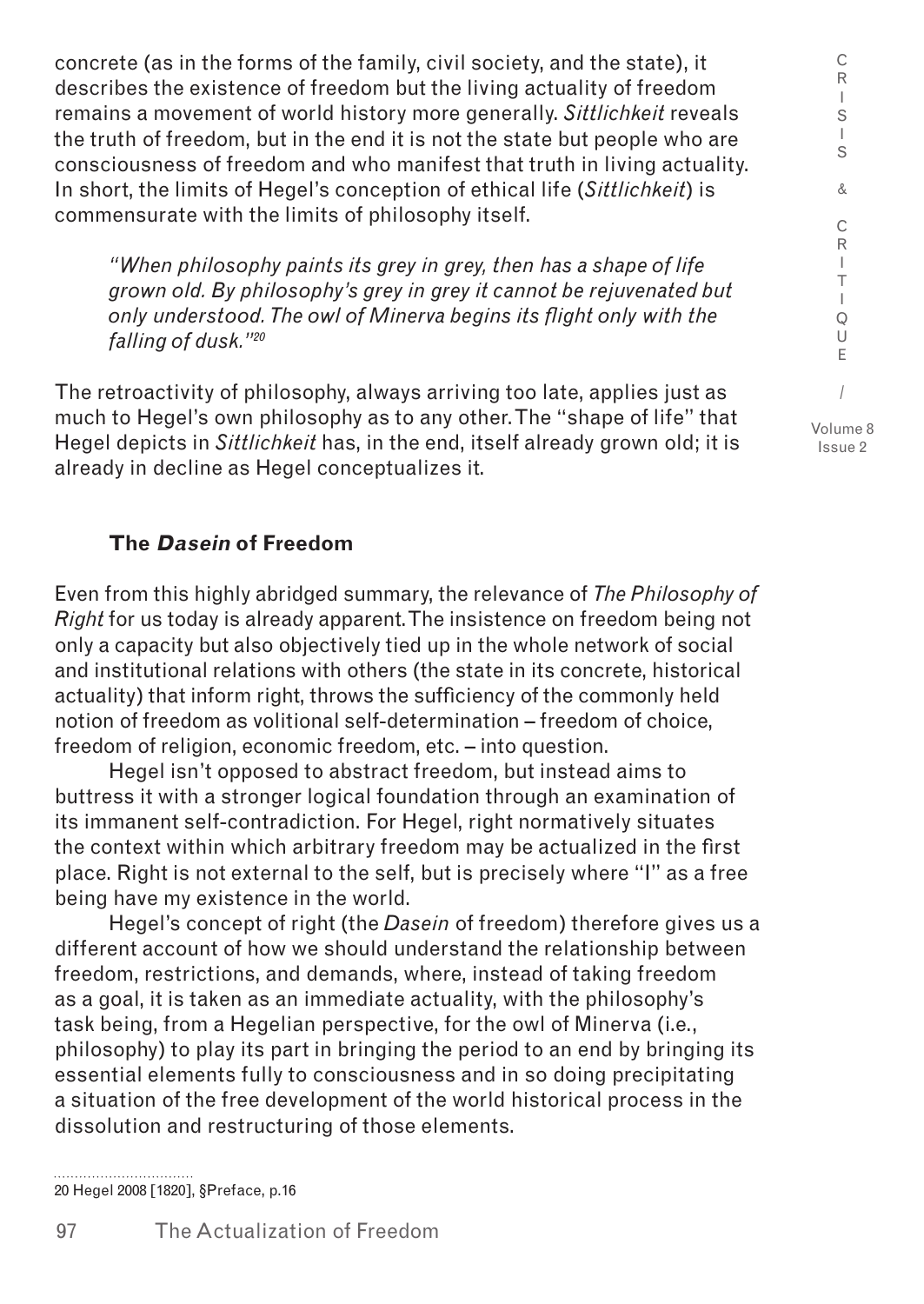concrete (as in the forms of the family, civil society, and the state), it describes the existence of freedom but the living actuality of freedom remains a movement of world history more generally. *Sittlichkeit* reveals the truth of freedom, but in the end it is not the state but people who are consciousness of freedom and who manifest that truth in living actuality. In short, the limits of Hegel's conception of ethical life (*Sittlichkeit*) is commensurate with the limits of philosophy itself.

> *"When philosophy paints its grey in grey, then has a shape of life grown old. By philosophy's grey in grey it cannot be rejuvenated but only understood. The owl of Minerva begins its flight only with the falling of dusk."*[20]

The retroactivity of philosophy, always arriving too late, applies just as much to Hegel's own philosophy as to any other. The "shape of life" that Hegel depicts in *Sittlichkeit* has, in the end, itself already grown old; it is already in decline as Hegel conceptualizes it.

## The *Dasein* of Freedom

Even from this highly abridged summary, the relevance of *The Philosophy of Right* for us today is already apparent. The insistence on freedom being not only a capacity but also objectively tied up in the whole network of social and institutional relations with others (the state in its concrete, historical actuality) that inform right, throws the sufficiency of the commonly held notion of freedom as volitional self-determination – freedom of choice, freedom of religion, economic freedom, etc. – into question.

Hegel isn't opposed to abstract freedom, but instead aims to buttress it with a stronger logical foundation through an examination of its immanent self-contradiction. For Hegel, right normatively situates the context within which arbitrary freedom may be actualized in the first place. Right is not external to the self, but is precisely where "I" as a free being have my existence in the world.

Hegel's concept of right (the *Dasein* of freedom) therefore gives us a different account of how we should understand the relationship between freedom, restrictions, and demands, where, instead of taking freedom as a goal, it is taken as an immediate actuality, with the philosophy's task being, from a Hegelian perspective, for the owl of Minerva (i.e., philosophy) to play its part in bringing the period to an end by bringing its essential elements fully to consciousness and in so doing precipitating a situation of the free development of the world historical process in the dissolution and restructuring of those elements.

20 Hegel 2008 [1820], §Preface, p.16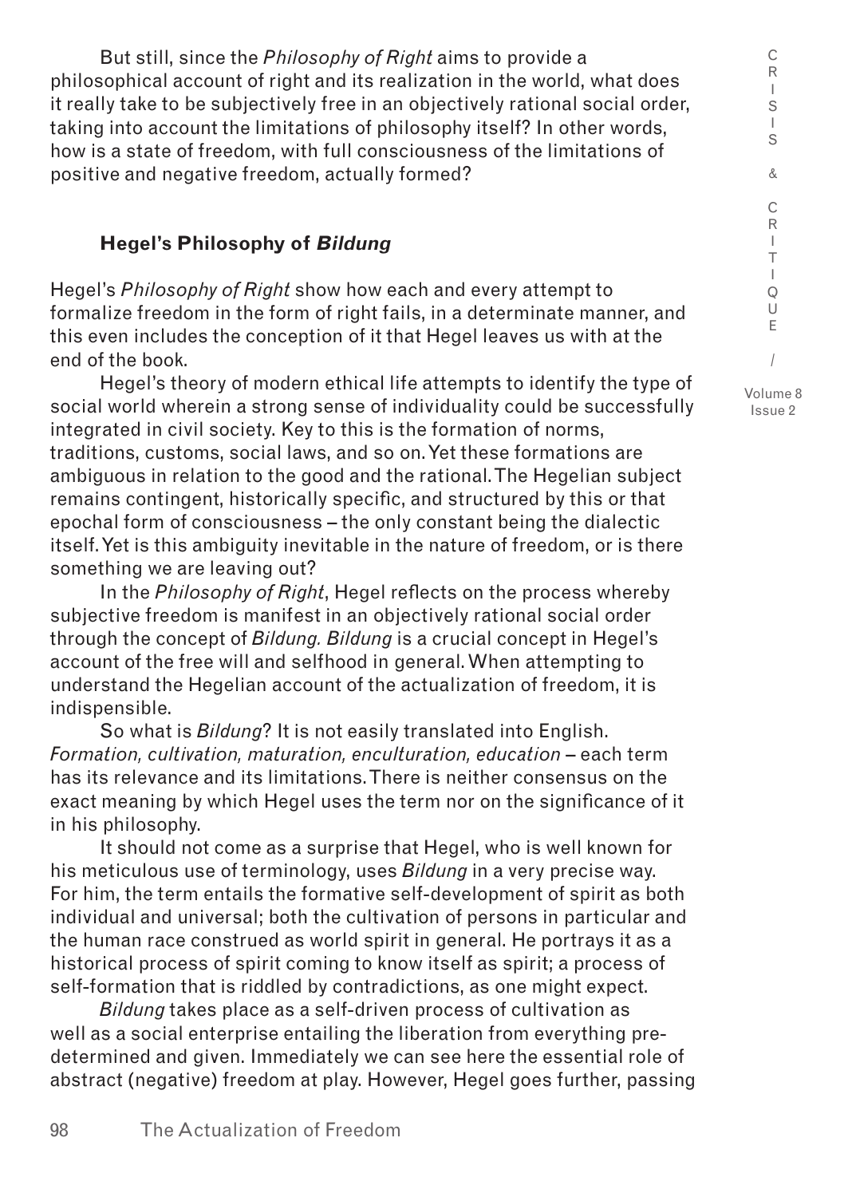But still, since the *Philosophy of Right* aims to provide a philosophical account of right and its realization in the world, what does it really take to be subjectively free in an objectively rational social order, taking into account the limitations of philosophy itself? In other words, how is a state of freedom, with full consciousness of the limitations of positive and negative freedom, actually formed?

## Hegel's Philosophy of *Bildung*

Hegel's *Philosophy of Right* show how each and every attempt to formalize freedom in the form of right fails, in a determinate manner, and this even includes the conception of it that Hegel leaves us with at the end of the book.

Hegel's theory of modern ethical life attempts to identify the type of social world wherein a strong sense of individuality could be successfully integrated in civil society. Key to this is the formation of norms, traditions, customs, social laws, and so on. Yet these formations are ambiguous in relation to the good and the rational. The Hegelian subject remains contingent, historically specific, and structured by this or that epochal form of consciousness – the only constant being the dialectic itself. Yet is this ambiguity inevitable in the nature of freedom, or is there something we are leaving out?

In the *Philosophy of Right*, Hegel reflects on the process whereby subjective freedom is manifest in an objectively rational social order through the concept of *Bildung. Bildung* is a crucial concept in Hegel's account of the free will and selfhood in general. When attempting to understand the Hegelian account of the actualization of freedom, it is indispensible.

So what is *Bildung*? It is not easily translated into English. *Formation, cultivation, maturation, enculturation, education* – each term has its relevance and its limitations. There is neither consensus on the exact meaning by which Hegel uses the term nor on the significance of it in his philosophy.

It should not come as a surprise that Hegel, who is well known for his meticulous use of terminology, uses *Bildung* in a very precise way. For him, the term entails the formative self-development of spirit as both individual and universal; both the cultivation of persons in particular and the human race construed as world spirit in general. He portrays it as a historical process of spirit coming to know itself as spirit; a process of self-formation that is riddled by contradictions, as one might expect.

*Bildung* takes place as a self-driven process of cultivation as well as a social enterprise entailing the liberation from everything pre-determined and given. Immediately we can see here the essential role of abstract (negative) freedom at play. However, Hegel goes further, passing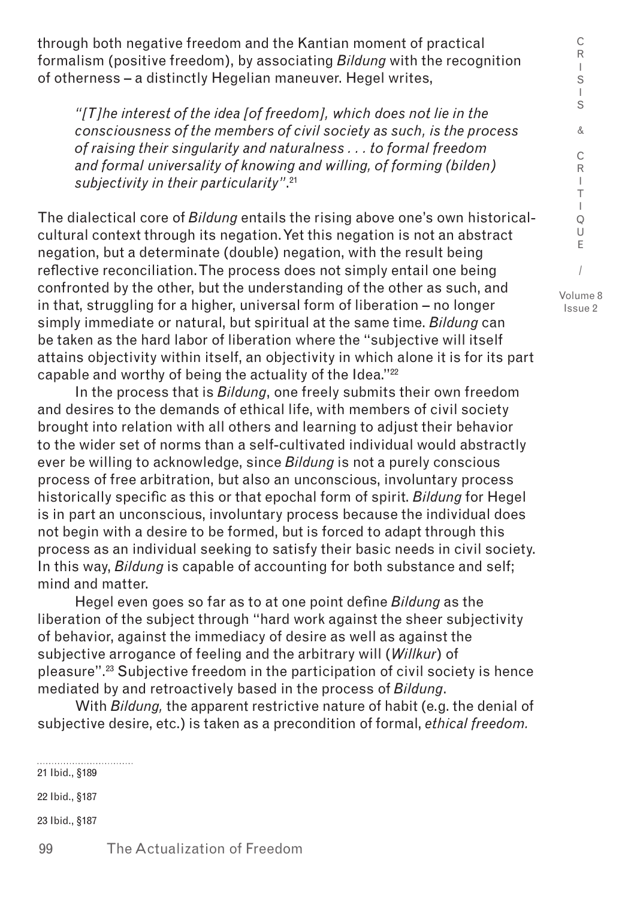through both negative freedom and the Kantian moment of practical formalism (positive freedom), by associating *Bildung* with the recognition of otherness – a distinctly Hegelian maneuver. Hegel writes,

> *"[T]he interest of the idea [of freedom], which does not lie in the consciousness of the members of civil society as such, is the process of raising their singularity and naturalness . . . to formal freedom and formal universality of knowing and willing, of forming (bilden) subjectivity in their particularity"*.[21]

The dialectical core of *Bildung* entails the rising above one's own historical-cultural context through its negation. Yet this negation is not an abstract negation, but a determinate (double) negation, with the result being reflective reconciliation. The process does not simply entail one being confronted by the other, but the understanding of the other as such, and in that, struggling for a higher, universal form of liberation – no longer simply immediate or natural, but spiritual at the same time. *Bildung* can be taken as the hard labor of liberation where the "subjective will itself attains objectivity within itself, an objectivity in which alone it is for its part capable and worthy of being the actuality of the Idea."[22]

In the process that is *Bildung*, one freely submits their own freedom and desires to the demands of ethical life, with members of civil society brought into relation with all others and learning to adjust their behavior to the wider set of norms than a self-cultivated individual would abstractly ever be willing to acknowledge, since *Bildung* is not a purely conscious process of free arbitration, but also an unconscious, involuntary process historically specific as this or that epochal form of spirit. *Bildung* for Hegel is in part an unconscious, involuntary process because the individual does not begin with a desire to be formed, but is forced to adapt through this process as an individual seeking to satisfy their basic needs in civil society. In this way, *Bildung* is capable of accounting for both substance and self; mind and matter.

Hegel even goes so far as to at one point define *Bildung* as the liberation of the subject through "hard work against the sheer subjectivity of behavior, against the immediacy of desire as well as against the subjective arrogance of feeling and the arbitrary will (*Willkur*) of pleasure".[23] Subjective freedom in the participation of civil society is hence mediated by and retroactively based in the process of *Bildung*.

With *Bildung,* the apparent restrictive nature of habit (e.g. the denial of subjective desire, etc.) is taken as a precondition of formal, *ethical freedom.*

---

21 Ibid., §189

22 Ibid., §187

23 Ibid., §187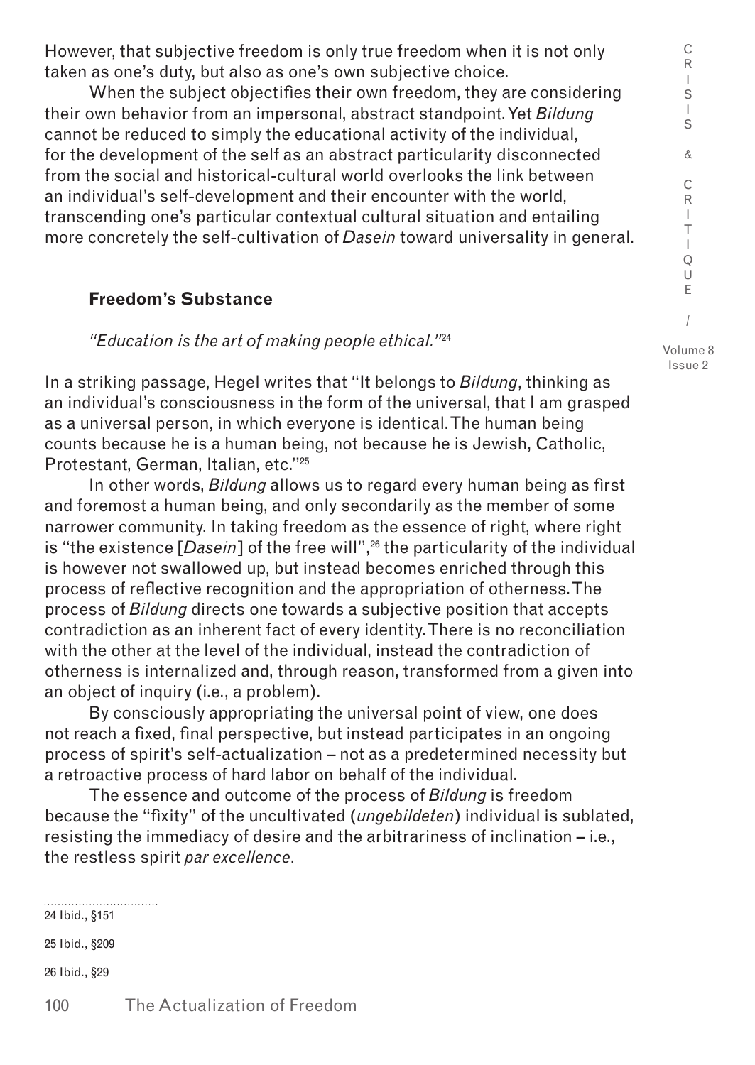However, that subjective freedom is only true freedom when it is not only taken as one's duty, but also as one's own subjective choice.

When the subject objectifies their own freedom, they are considering their own behavior from an impersonal, abstract standpoint. Yet *Bildung* cannot be reduced to simply the educational activity of the individual, for the development of the self as an abstract particularity disconnected from the social and historical-cultural world overlooks the link between an individual's self-development and their encounter with the world, transcending one's particular contextual cultural situation and entailing more concretely the self-cultivation of *Dasein* toward universality in general.

## Freedom's Substance

*"Education is the art of making people ethical."*[24]

In a striking passage, Hegel writes that "It belongs to *Bildung*, thinking as an individual's consciousness in the form of the universal, that I am grasped as a universal person, in which everyone is identical. The human being counts because he is a human being, not because he is Jewish, Catholic, Protestant, German, Italian, etc."[25]

In other words, *Bildung* allows us to regard every human being as first and foremost a human being, and only secondarily as the member of some narrower community. In taking freedom as the essence of right, where right is "the existence [*Dasein*] of the free will",[26] the particularity of the individual is however not swallowed up, but instead becomes enriched through this process of reflective recognition and the appropriation of otherness. The process of *Bildung* directs one towards a subjective position that accepts contradiction as an inherent fact of every identity. There is no reconciliation with the other at the level of the individual, instead the contradiction of otherness is internalized and, through reason, transformed from a given into an object of inquiry (i.e., a problem).

By consciously appropriating the universal point of view, one does not reach a fixed, final perspective, but instead participates in an ongoing process of spirit's self-actualization – not as a predetermined necessity but a retroactive process of hard labor on behalf of the individual.

The essence and outcome of the process of *Bildung* is freedom because the "fixity" of the uncultivated (*ungebildeten*) individual is sublated, resisting the immediacy of desire and the arbitrariness of inclination – i.e., the restless spirit *par excellence*.

24 Ibid., §151

25 Ibid., §209

26 Ibid., §29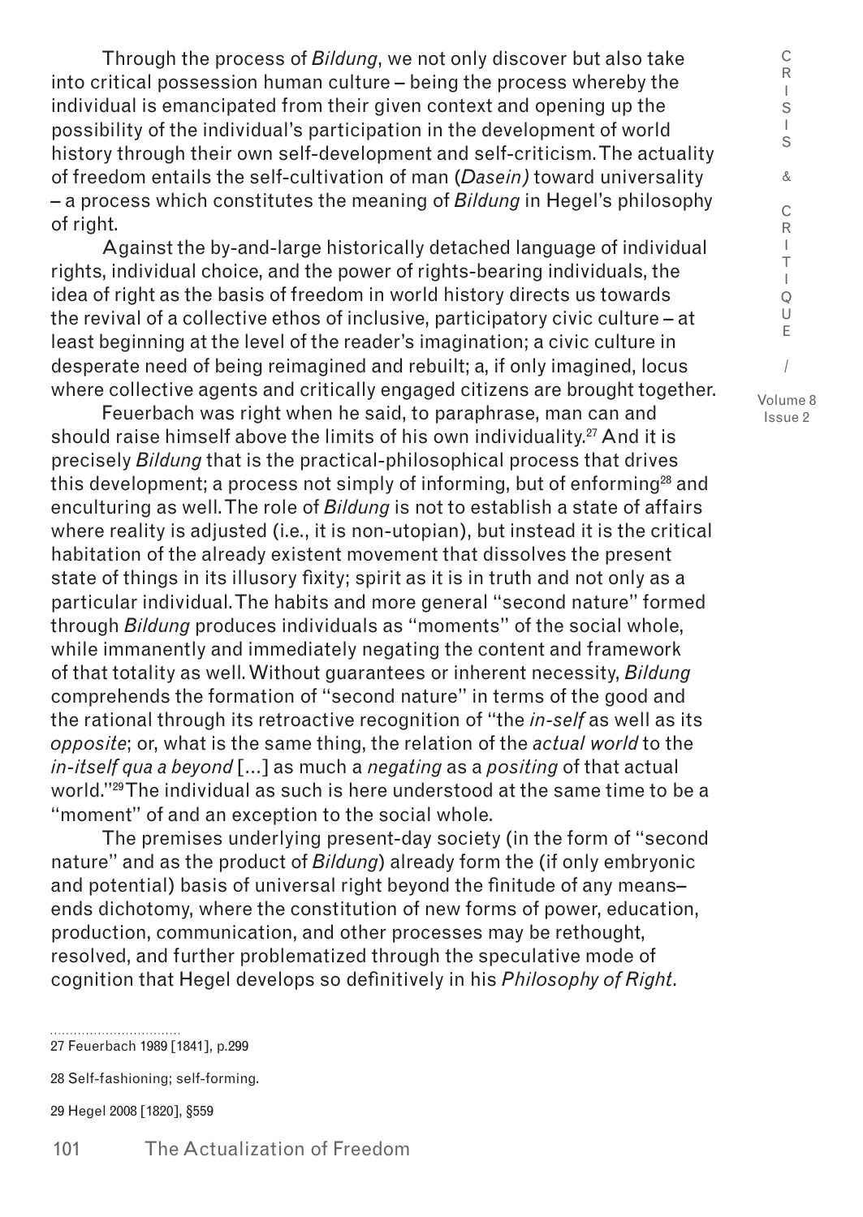Through the process of *Bildung*, we not only discover but also take into critical possession human culture – being the process whereby the individual is emancipated from their given context and opening up the possibility of the individual's participation in the development of world history through their own self-development and self-criticism. The actuality of freedom entails the self-cultivation of man (*Dasein)* toward universality – a process which constitutes the meaning of *Bildung* in Hegel's philosophy of right.

Against the by-and-large historically detached language of individual rights, individual choice, and the power of rights-bearing individuals, the idea of right as the basis of freedom in world history directs us towards the revival of a collective ethos of inclusive, participatory civic culture – at least beginning at the level of the reader's imagination; a civic culture in desperate need of being reimagined and rebuilt; a, if only imagined, locus where collective agents and critically engaged citizens are brought together.

Feuerbach was right when he said, to paraphrase, man can and should raise himself above the limits of his own individuality.[27] And it is precisely *Bildung* that is the practical-philosophical process that drives this development; a process not simply of informing, but of enforming[28] and enculturing as well. The role of *Bildung* is not to establish a state of affairs where reality is adjusted (i.e., it is non-utopian), but instead it is the critical habitation of the already existent movement that dissolves the present state of things in its illusory fixity; spirit as it is in truth and not only as a particular individual. The habits and more general "second nature" formed through *Bildung* produces individuals as "moments" of the social whole, while immanently and immediately negating the content and framework of that totality as well. Without guarantees or inherent necessity, *Bildung* comprehends the formation of "second nature" in terms of the good and the rational through its retroactive recognition of "the *in-self* as well as its *opposite*; or, what is the same thing, the relation of the *actual world* to the *in-itself qua a beyond* [...] as much a *negating* as a *positing* of that actual world."[29] The individual as such is here understood at the same time to be a "moment" of and an exception to the social whole.

The premises underlying present-day society (in the form of "second nature" and as the product of *Bildung*) already form the (if only embryonic and potential) basis of universal right beyond the finitude of any means–ends dichotomy, where the constitution of new forms of power, education, production, communication, and other processes may be rethought, resolved, and further problematized through the speculative mode of cognition that Hegel develops so definitively in his *Philosophy of Right*.

---

27 Feuerbach 1989 [1841], p.299

28 Self-fashioning; self-forming.

29 Hegel 2008 [1820], §559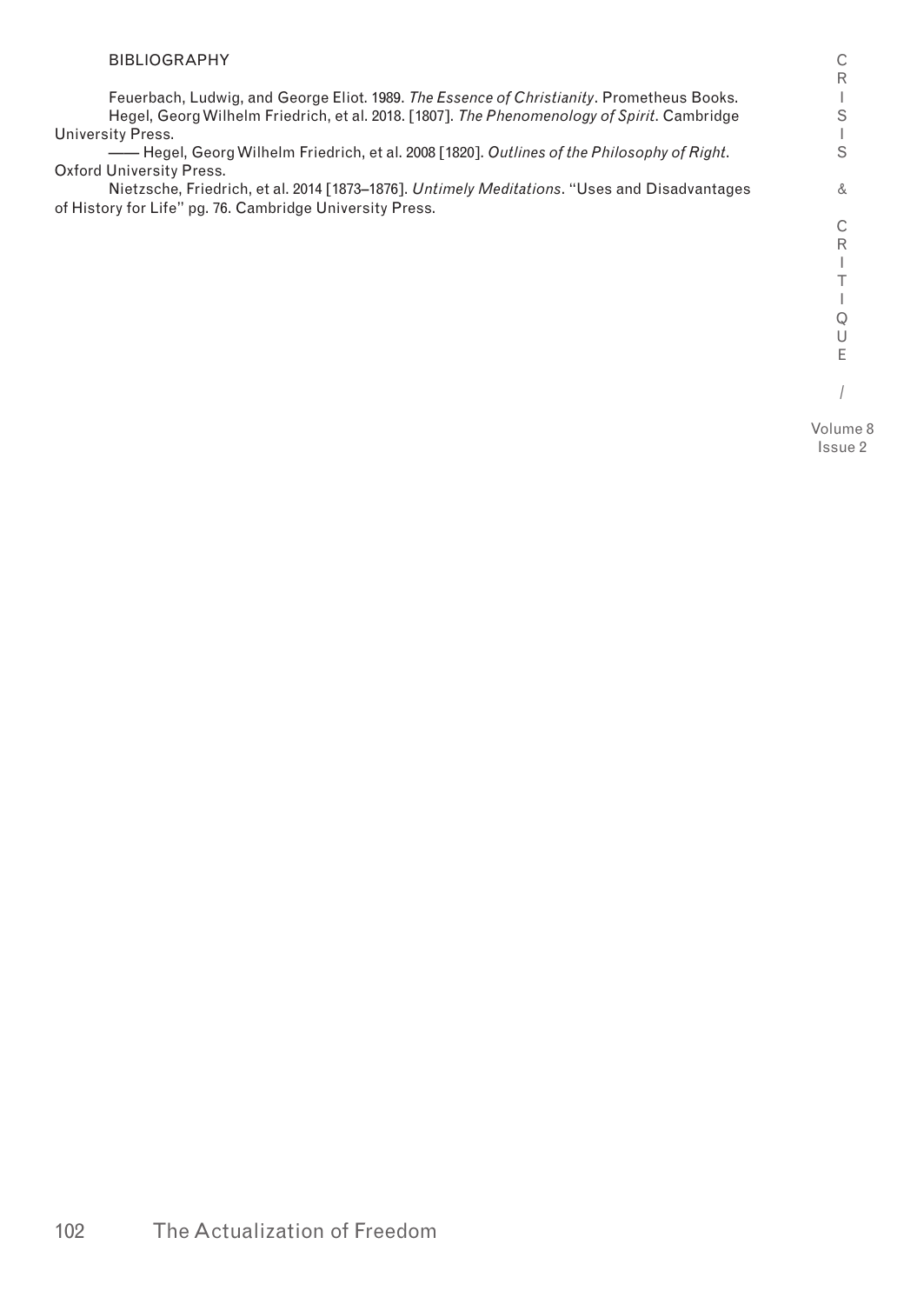## BIBLIOGRAPHY

Feuerbach, Ludwig, and George Eliot. 1989. *The Essence of Christianity*. Prometheus Books.

Hegel, Georg Wilhelm Friedrich, et al. 2018. [1807]. *The Phenomenology of Spirit*. Cambridge University Press.

—— Hegel, Georg Wilhelm Friedrich, et al. 2008 [1820]. *Outlines of the Philosophy of Right*. Oxford University Press.

Nietzsche, Friedrich, et al. 2014 [1873–1876]. *Untimely Meditations*. "Uses and Disadvantages of History for Life" pg. 76. Cambridge University Press.